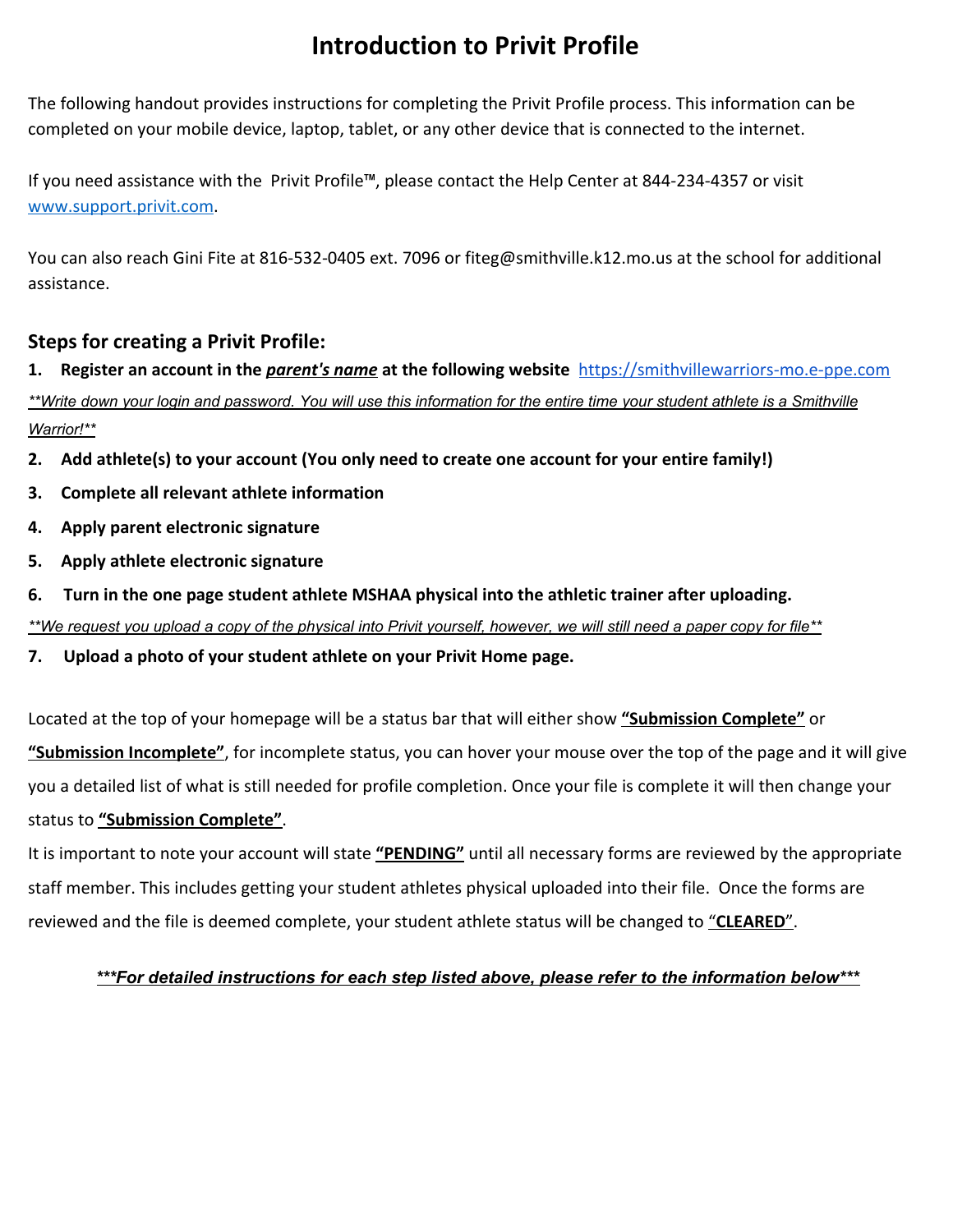# Introduction to Privit Profile

The following handout provides instructions for completing the Privit Profile process. This information can be completed on your mobile device, laptop, tablet, or any other device that is connected to the internet.

If you need assistance with the Privit Profile™, please contact the Help Center at 844-234-4357 or visit [www.support.privit.com](http://www.support.privit.com).

You can also reach Gini Fite at 816-532-0405 ext. 7096 or fiteg@smithville.k12.mo.us at the school for additional assistance.

## Steps for creating a Privit Profile:

1. **Register an account in the *<u>parent's name</u>* at the following website** [https://smithvillewarriors-mo.e-ppe.com](https://smithvillewarriors-mo.e-ppe.com)

*<u>**Write down your login and password. You will use this information for the entire time your student athlete is a Smithville Warrior!**</u>*

2. **Add athlete(s) to your account (You only need to create one account for your entire family!)**
3. **Complete all relevant athlete information**
4. **Apply parent electronic signature**
5. **Apply athlete electronic signature**
6. **Turn in the one page student athlete MSHAA physical into the athletic trainer after uploading.**

*<u>**We request you upload a copy of the physical into Privit yourself, however, we will still need a paper copy for file**</u>*

7. **Upload a photo of your student athlete on your Privit Home page.**

Located at the top of your homepage will be a status bar that will either show **<u>"Submission Complete"</u>** or **<u>"Submission Incomplete"</u>**, for incomplete status, you can hover your mouse over the top of the page and it will give you a detailed list of what is still needed for profile completion. Once your file is complete it will then change your status to **<u>"Submission Complete"</u>**.

It is important to note your account will state **<u>"PENDING"</u>** until all necessary forms are reviewed by the appropriate staff member. This includes getting your student athletes physical uploaded into their file. Once the forms are reviewed and the file is deemed complete, your student athlete status will be changed to "**<u>CLEARED</u>**".

***<u>***For detailed instructions for each step listed above, please refer to the information below***</u>***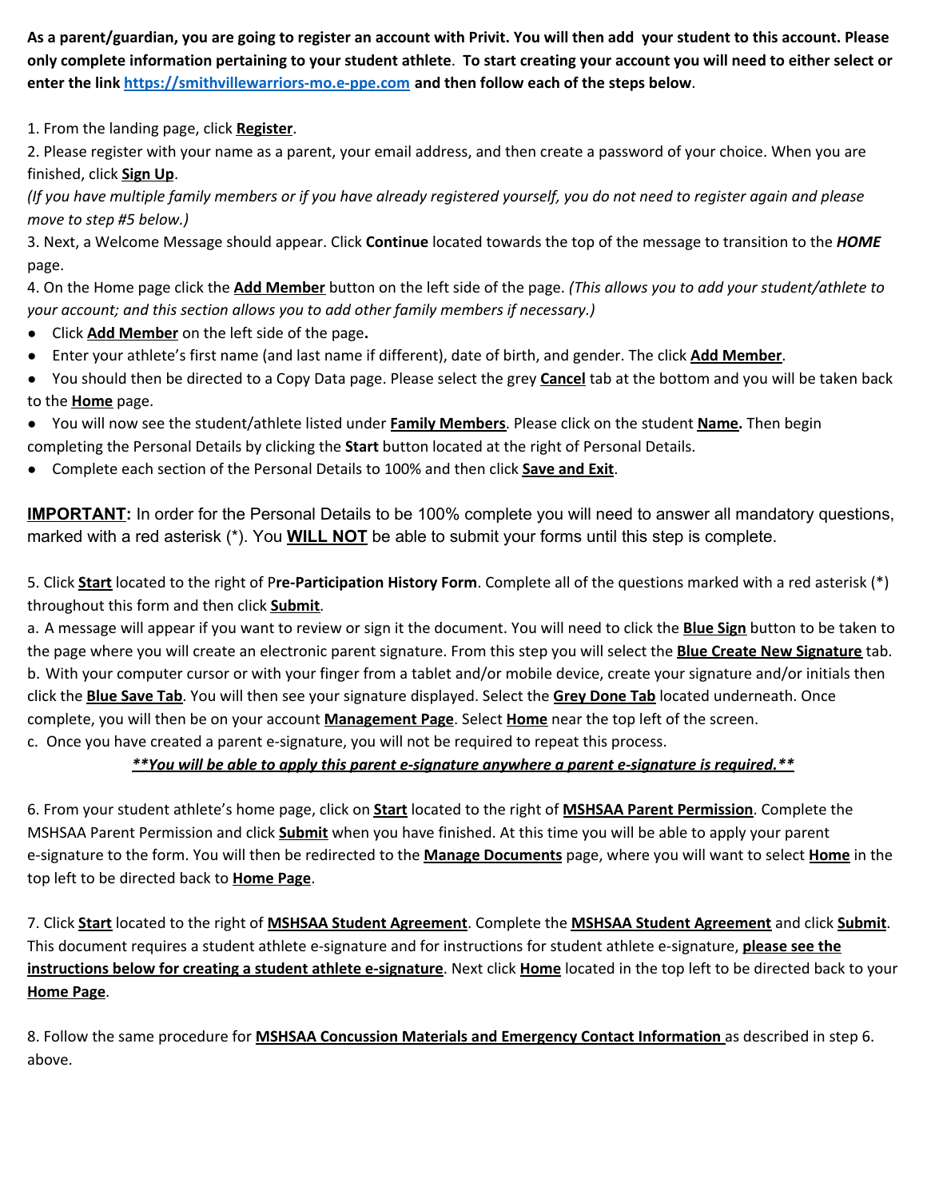**As a parent/guardian, you are going to register an account with Privit. You will then add your student to this account. Please only complete information pertaining to your student athlete**. **To start creating your account you will need to either select or enter the link [https://smithvillewarriors-mo.e-ppe.com](https://smithvillewarriors-mo.e-ppe.com) and then follow each of the steps below**.

1. From the landing page, click **Register**.
2. Please register with your name as a parent, your email address, and then create a password of your choice. When you are finished, click **Sign Up**.
*(If you have multiple family members or if you have already registered yourself, you do not need to register again and please move to step #5 below.)*
3. Next, a Welcome Message should appear. Click **Continue** located towards the top of the message to transition to the ***HOME*** page.
4. On the Home page click the **Add Member** button on the left side of the page. *(This allows you to add your student/athlete to your account; and this section allows you to add other family members if necessary.)*

- Click **Add Member** on the left side of the page**.**
- Enter your athlete's first name (and last name if different), date of birth, and gender. The click **Add Member**.
- You should then be directed to a Copy Data page. Please select the grey **Cancel** tab at the bottom and you will be taken back to the **Home** page.
- You will now see the student/athlete listed under **Family Members**. Please click on the student **Name.** Then begin completing the Personal Details by clicking the **Start** button located at the right of Personal Details.
- Complete each section of the Personal Details to 100% and then click **Save and Exit**.

**IMPORTANT:** In order for the Personal Details to be 100% complete you will need to answer all mandatory questions, marked with a red asterisk (*). You **WILL NOT** be able to submit your forms until this step is complete.

5. Click **Start** located to the right of P**re-Participation History Form**. Complete all of the questions marked with a red asterisk (*) throughout this form and then click **Submit**.
a. A message will appear if you want to review or sign it the document. You will need to click the **Blue Sign** button to be taken to the page where you will create an electronic parent signature. From this step you will select the **Blue Create New Signature** tab.
b. With your computer cursor or with your finger from a tablet and/or mobile device, create your signature and/or initials then click the **Blue Save Tab**. You will then see your signature displayed. Select the **Grey Done Tab** located underneath. Once complete, you will then be on your account **Management Page**. Select **Home** near the top left of the screen.
c. Once you have created a parent e-signature, you will not be required to repeat this process.

***\*\*You will be able to apply this parent e-signature anywhere a parent e-signature is required.\*\****

6. From your student athlete's home page, click on **Start** located to the right of **MSHSAA Parent Permission**. Complete the MSHSAA Parent Permission and click **Submit** when you have finished. At this time you will be able to apply your parent e-signature to the form. You will then be redirected to the **Manage Documents** page, where you will want to select **Home** in the top left to be directed back to **Home Page**.

7. Click **Start** located to the right of **MSHSAA Student Agreement**. Complete the **MSHSAA Student Agreement** and click **Submit**. This document requires a student athlete e-signature and for instructions for student athlete e-signature, **please see the instructions below for creating a student athlete e-signature**. Next click **Home** located in the top left to be directed back to your **Home Page**.

8. Follow the same procedure for **MSHSAA Concussion Materials and Emergency Contact Information** as described in step 6. above.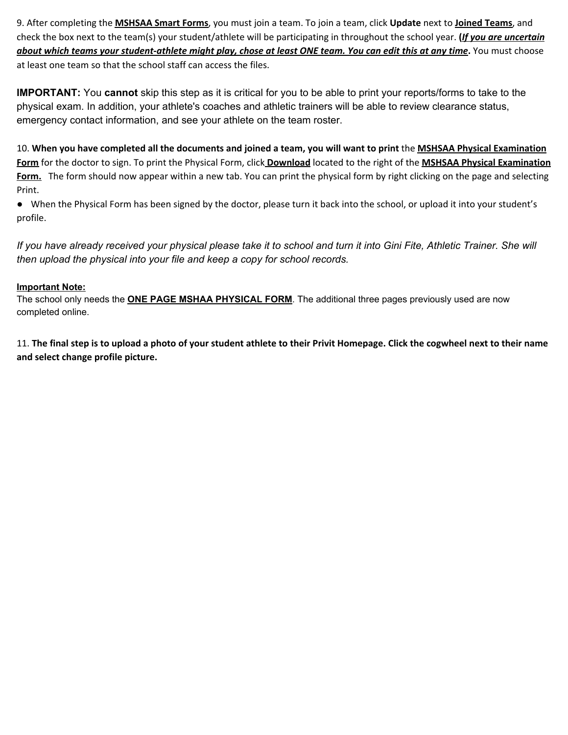9. After completing the **MSHSAA Smart Forms**, you must join a team. To join a team, click **Update** next to **Joined Teams**, and check the box next to the team(s) your student/athlete will be participating in throughout the school year. **(*If you are uncertain about which teams your student-athlete might play, chose at least ONE team. You can edit this at any time*.** You must choose at least one team so that the school staff can access the files.

**IMPORTANT:** You **cannot** skip this step as it is critical for you to be able to print your reports/forms to take to the physical exam. In addition, your athlete's coaches and athletic trainers will be able to review clearance status, emergency contact information, and see your athlete on the team roster.

10. **When you have completed all the documents and joined a team, you will want to print** the **MSHSAA Physical Examination Form** for the doctor to sign. To print the Physical Form, click **Download** located to the right of the **MSHSAA Physical Examination Form.** The form should now appear within a new tab. You can print the physical form by right clicking on the page and selecting Print.

- When the Physical Form has been signed by the doctor, please turn it back into the school, or upload it into your student's profile.

*If you have already received your physical please take it to school and turn it into Gini Fite, Athletic Trainer. She will then upload the physical into your file and keep a copy for school records.*

**Important Note:**

The school only needs the **ONE PAGE MSHAA PHYSICAL FORM**. The additional three pages previously used are now completed online.

11. **The final step is to upload a photo of your student athlete to their Privit Homepage. Click the cogwheel next to their name and select change profile picture.**